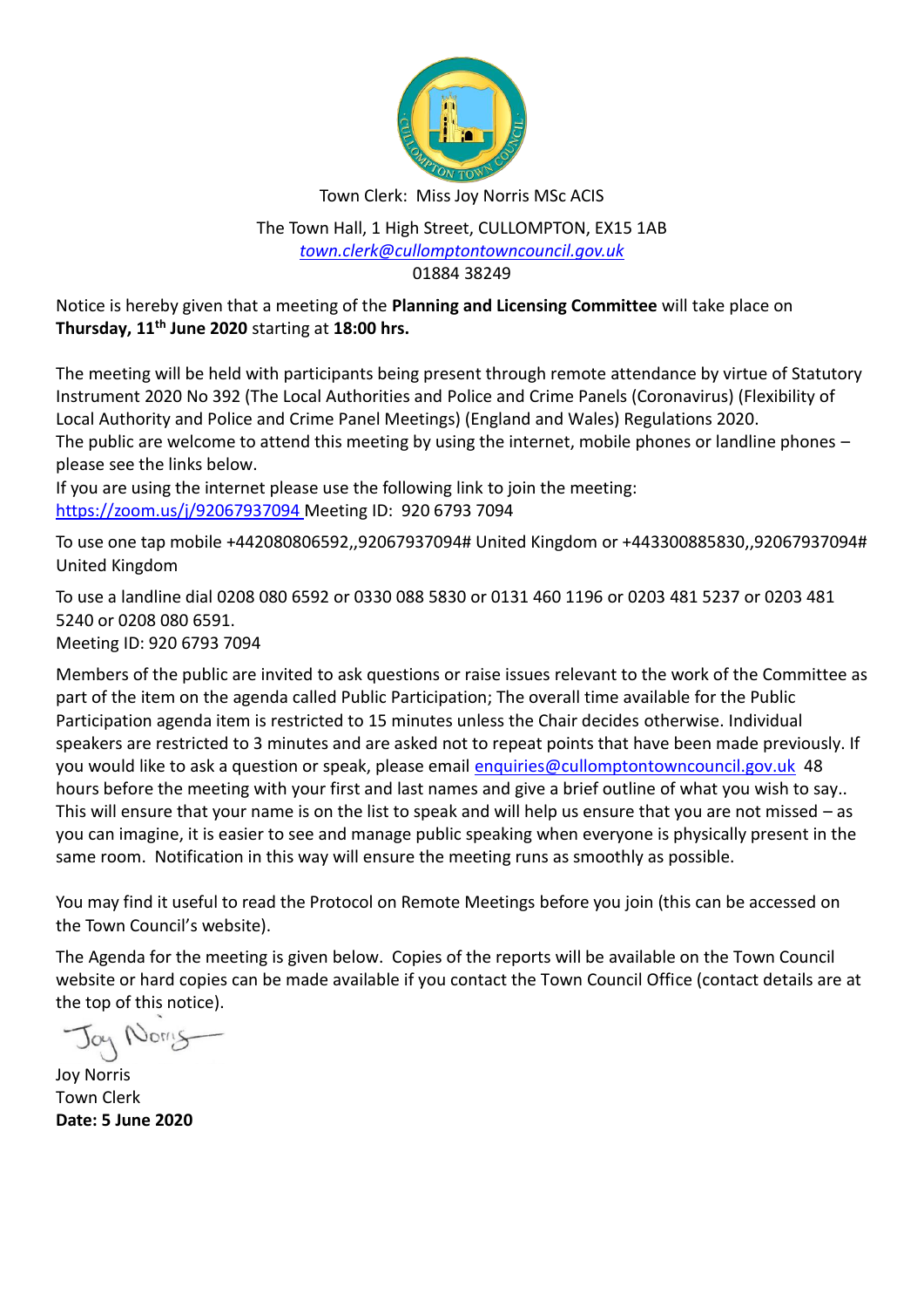Town Clerk: Miss Joy Norris MSc ACIS

The Town Hall, 1 High Street, CULLOMPTON, EX15 1AB
*town.clerk@cullomptontowncouncil.gov.uk*
01884 38249

Notice is hereby given that a meeting of the **Planning and Licensing Committee** will take place on **Thursday, 11th June 2020** starting at **18:00 hrs.**

The meeting will be held with participants being present through remote attendance by virtue of Statutory Instrument 2020 No 392 (The Local Authorities and Police and Crime Panels (Coronavirus) (Flexibility of Local Authority and Police and Crime Panel Meetings) (England and Wales) Regulations 2020.
The public are welcome to attend this meeting by using the internet, mobile phones or landline phones – please see the links below.
If you are using the internet please use the following link to join the meeting:
https://zoom.us/j/92067937094 Meeting ID: 920 6793 7094

To use one tap mobile +442080806592,,92067937094# United Kingdom or +443300885830,,92067937094# United Kingdom

To use a landline dial 0208 080 6592 or 0330 088 5830 or 0131 460 1196 or 0203 481 5237 or 0203 481 5240 or 0208 080 6591.
Meeting ID: 920 6793 7094

Members of the public are invited to ask questions or raise issues relevant to the work of the Committee as part of the item on the agenda called Public Participation; The overall time available for the Public Participation agenda item is restricted to 15 minutes unless the Chair decides otherwise. Individual speakers are restricted to 3 minutes and are asked not to repeat points that have been made previously. If you would like to ask a question or speak, please email enquiries@cullomptontowncouncil.gov.uk 48 hours before the meeting with your first and last names and give a brief outline of what you wish to say.. This will ensure that your name is on the list to speak and will help us ensure that you are not missed – as you can imagine, it is easier to see and manage public speaking when everyone is physically present in the same room. Notification in this way will ensure the meeting runs as smoothly as possible.

You may find it useful to read the Protocol on Remote Meetings before you join (this can be accessed on the Town Council's website).

The Agenda for the meeting is given below. Copies of the reports will be available on the Town Council website or hard copies can be made available if you contact the Town Council Office (contact details are at the top of this notice).

Joy Norris
Town Clerk
**Date: 5 June 2020**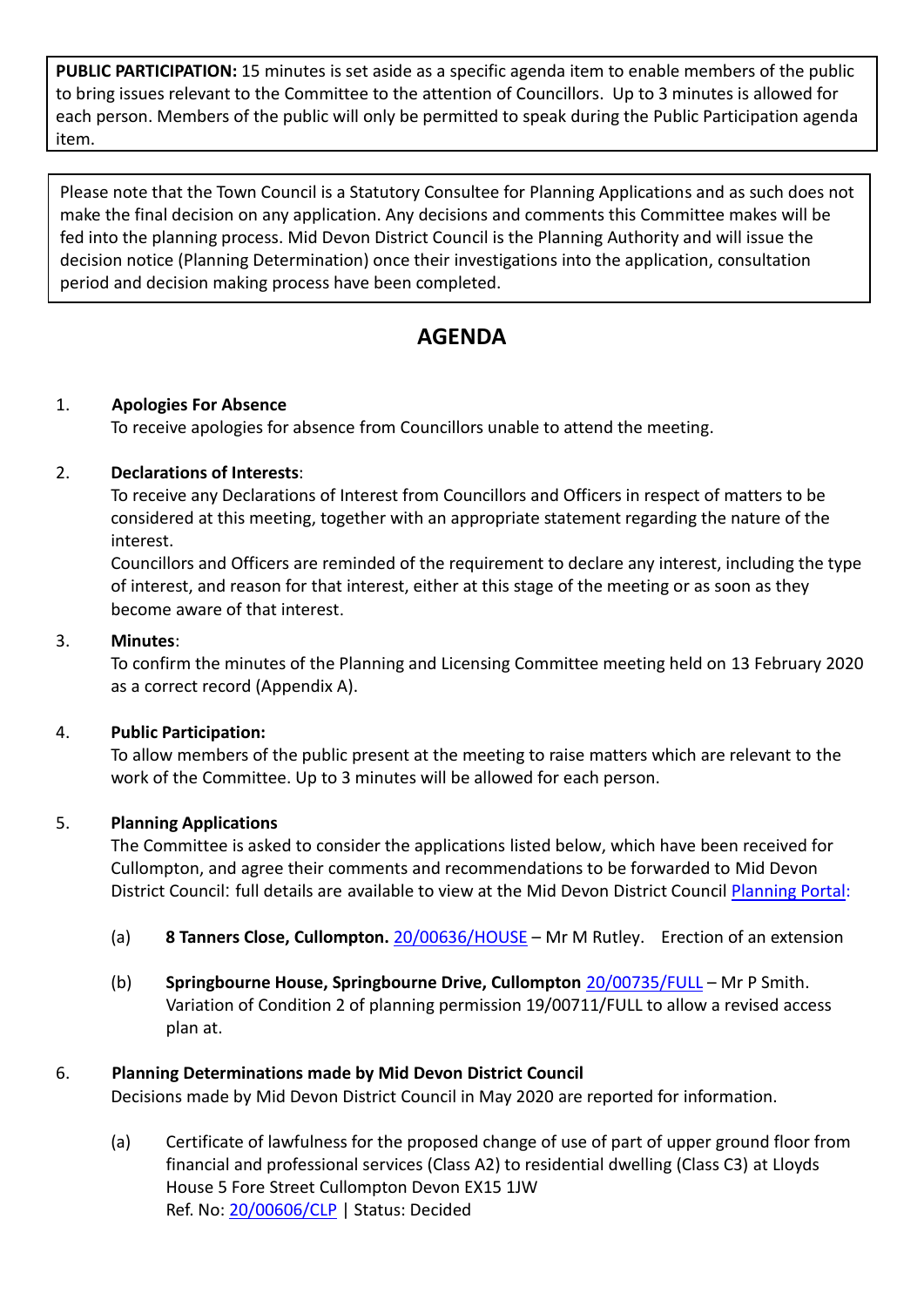**PUBLIC PARTICIPATION:** 15 minutes is set aside as a specific agenda item to enable members of the public to bring issues relevant to the Committee to the attention of Councillors. Up to 3 minutes is allowed for each person. Members of the public will only be permitted to speak during the Public Participation agenda item.

Please note that the Town Council is a Statutory Consultee for Planning Applications and as such does not make the final decision on any application. Any decisions and comments this Committee makes will be fed into the planning process. Mid Devon District Council is the Planning Authority and will issue the decision notice (Planning Determination) once their investigations into the application, consultation period and decision making process have been completed.

# AGENDA

1. **Apologies For Absence**
   To receive apologies for absence from Councillors unable to attend the meeting.

2. **Declarations of Interests**:
   To receive any Declarations of Interest from Councillors and Officers in respect of matters to be considered at this meeting, together with an appropriate statement regarding the nature of the interest.
   Councillors and Officers are reminded of the requirement to declare any interest, including the type of interest, and reason for that interest, either at this stage of the meeting or as soon as they become aware of that interest.

3. **Minutes**:
   To confirm the minutes of the Planning and Licensing Committee meeting held on 13 February 2020 as a correct record (Appendix A).

4. **Public Participation:**
   To allow members of the public present at the meeting to raise matters which are relevant to the work of the Committee. Up to 3 minutes will be allowed for each person.

5. **Planning Applications**
   The Committee is asked to consider the applications listed below, which have been received for Cullompton, and agree their comments and recommendations to be forwarded to Mid Devon District Council: full details are available to view at the Mid Devon District Council Planning Portal:

   (a) **8 Tanners Close, Cullompton.** 20/00636/HOUSE – Mr M Rutley. Erection of an extension

   (b) **Springbourne House, Springbourne Drive, Cullompton** 20/00735/FULL – Mr P Smith. Variation of Condition 2 of planning permission 19/00711/FULL to allow a revised access plan at.

6. **Planning Determinations made by Mid Devon District Council**
   Decisions made by Mid Devon District Council in May 2020 are reported for information.

   (a) Certificate of lawfulness for the proposed change of use of part of upper ground floor from financial and professional services (Class A2) to residential dwelling (Class C3) at Lloyds House 5 Fore Street Cullompton Devon EX15 1JW
   Ref. No: 20/00606/CLP | Status: Decided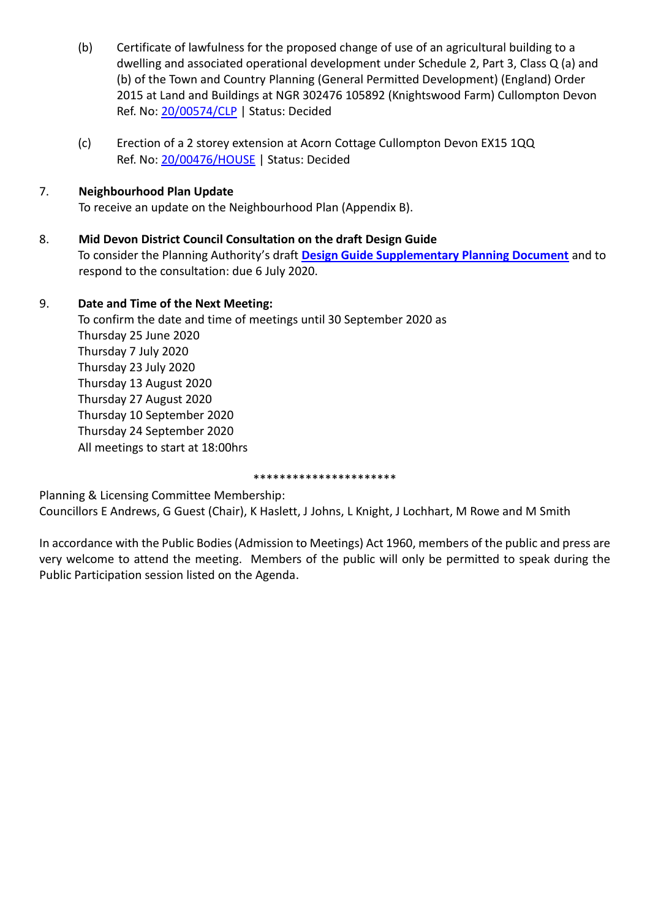(b) Certificate of lawfulness for the proposed change of use of an agricultural building to a dwelling and associated operational development under Schedule 2, Part 3, Class Q (a) and (b) of the Town and Country Planning (General Permitted Development) (England) Order 2015 at Land and Buildings at NGR 302476 105892 (Knightswood Farm) Cullompton Devon
Ref. No: 20/00574/CLP | Status: Decided

(c) Erection of a 2 storey extension at Acorn Cottage Cullompton Devon EX15 1QQ
Ref. No: 20/00476/HOUSE | Status: Decided

7. **Neighbourhood Plan Update**
To receive an update on the Neighbourhood Plan (Appendix B).

8. **Mid Devon District Council Consultation on the draft Design Guide**
To consider the Planning Authority's draft **Design Guide Supplementary Planning Document** and to respond to the consultation: due 6 July 2020.

9. **Date and Time of the Next Meeting:**
To confirm the date and time of meetings until 30 September 2020 as
Thursday 25 June 2020
Thursday 7 July 2020
Thursday 23 July 2020
Thursday 13 August 2020
Thursday 27 August 2020
Thursday 10 September 2020
Thursday 24 September 2020
All meetings to start at 18:00hrs

**********************

Planning & Licensing Committee Membership:
Councillors E Andrews, G Guest (Chair), K Haslett, J Johns, L Knight, J Lochhart, M Rowe and M Smith

In accordance with the Public Bodies (Admission to Meetings) Act 1960, members of the public and press are very welcome to attend the meeting. Members of the public will only be permitted to speak during the Public Participation session listed on the Agenda.